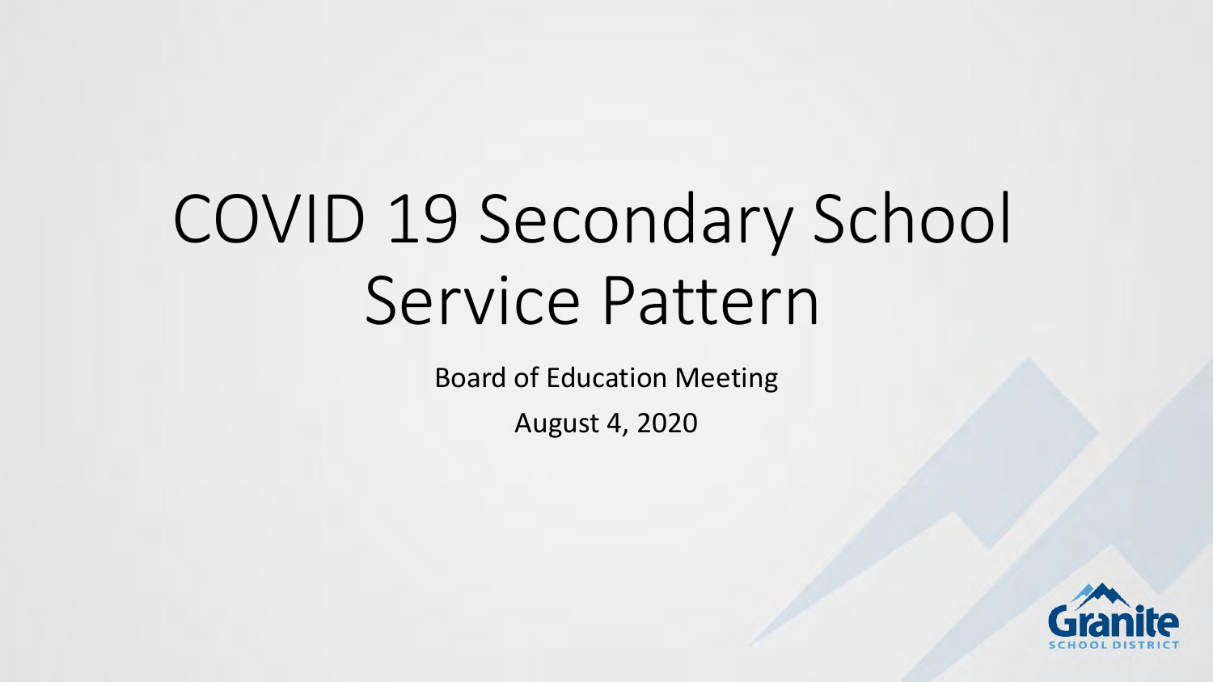# COVID 19 Secondary School Service Pattern

Board of Education Meeting

August 4, 2020

Granite
SCHOOL DISTRICT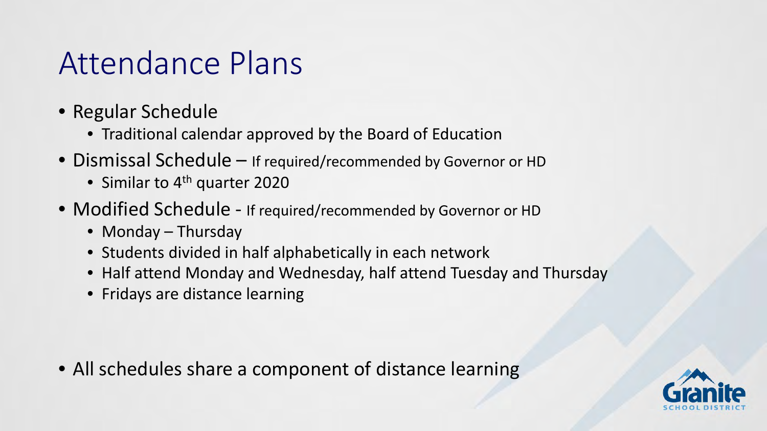# Attendance Plans

- Regular Schedule
  - Traditional calendar approved by the Board of Education
- Dismissal Schedule – If required/recommended by Governor or HD
  - Similar to 4th quarter 2020
- Modified Schedule - If required/recommended by Governor or HD
  - Monday – Thursday
  - Students divided in half alphabetically in each network
  - Half attend Monday and Wednesday, half attend Tuesday and Thursday
  - Fridays are distance learning

- All schedules share a component of distance learning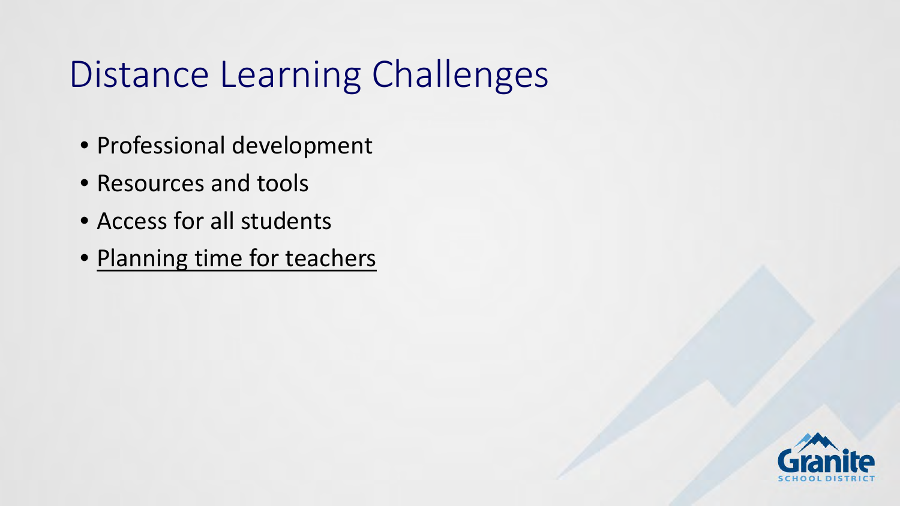# Distance Learning Challenges

- Professional development
- Resources and tools
- Access for all students
- <u>Planning time for teachers</u>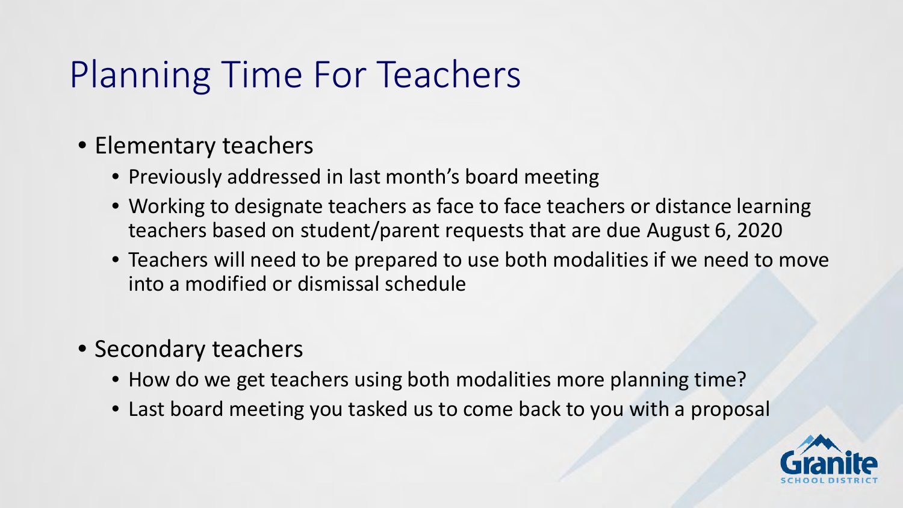# Planning Time For Teachers

- Elementary teachers
  - Previously addressed in last month's board meeting
  - Working to designate teachers as face to face teachers or distance learning teachers based on student/parent requests that are due August 6, 2020
  - Teachers will need to be prepared to use both modalities if we need to move into a modified or dismissal schedule

- Secondary teachers
  - How do we get teachers using both modalities more planning time?
  - Last board meeting you tasked us to come back to you with a proposal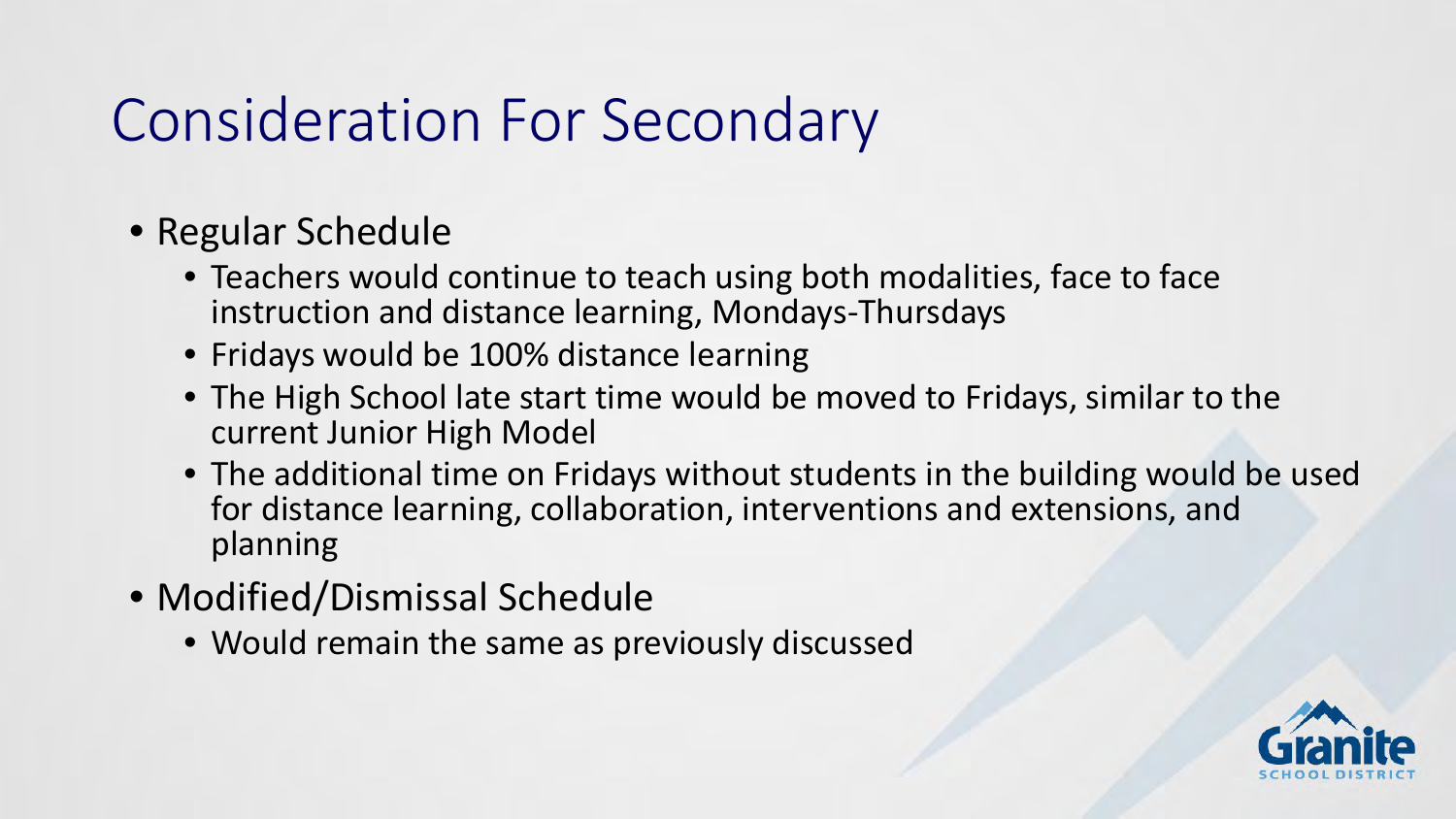# Consideration For Secondary

- Regular Schedule
  - Teachers would continue to teach using both modalities, face to face instruction and distance learning, Mondays-Thursdays
  - Fridays would be 100% distance learning
  - The High School late start time would be moved to Fridays, similar to the current Junior High Model
  - The additional time on Fridays without students in the building would be used for distance learning, collaboration, interventions and extensions, and planning
- Modified/Dismissal Schedule
  - Would remain the same as previously discussed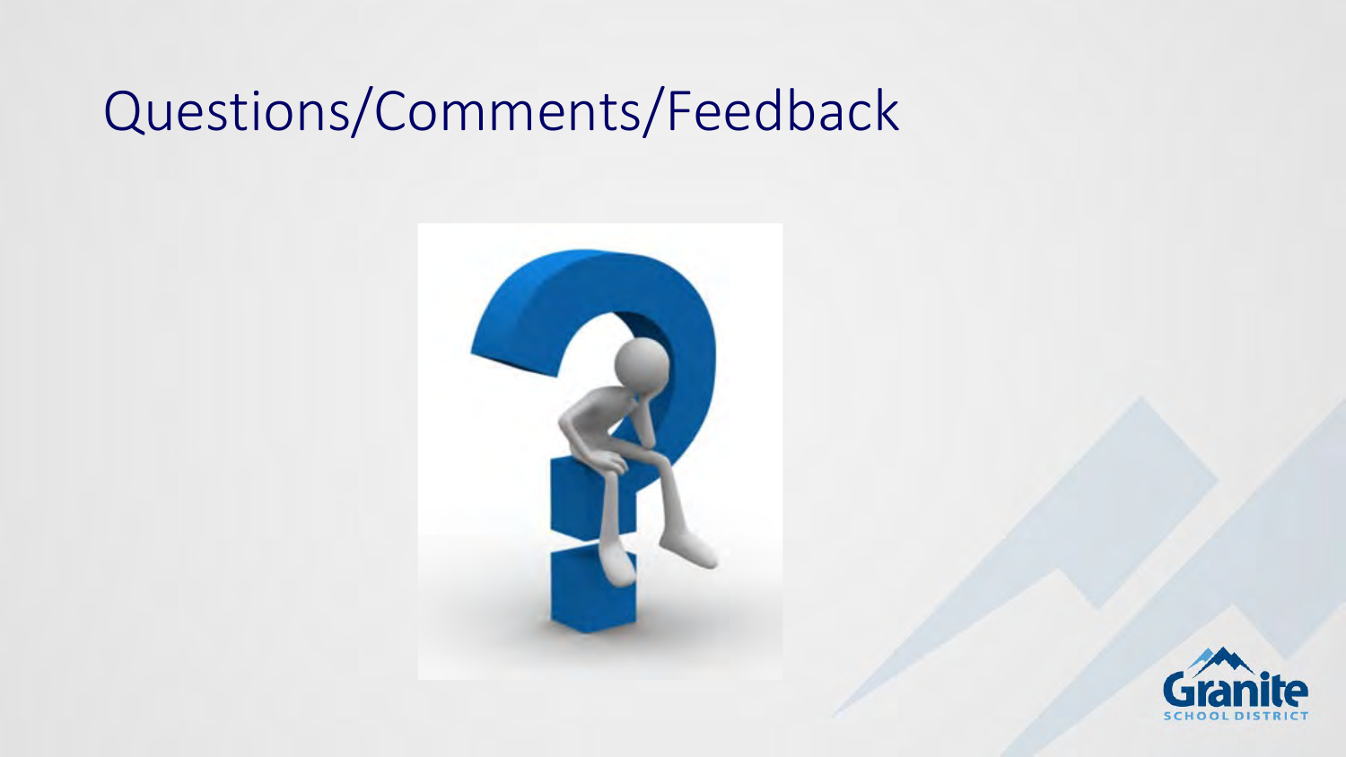# Questions/Comments/Feedback